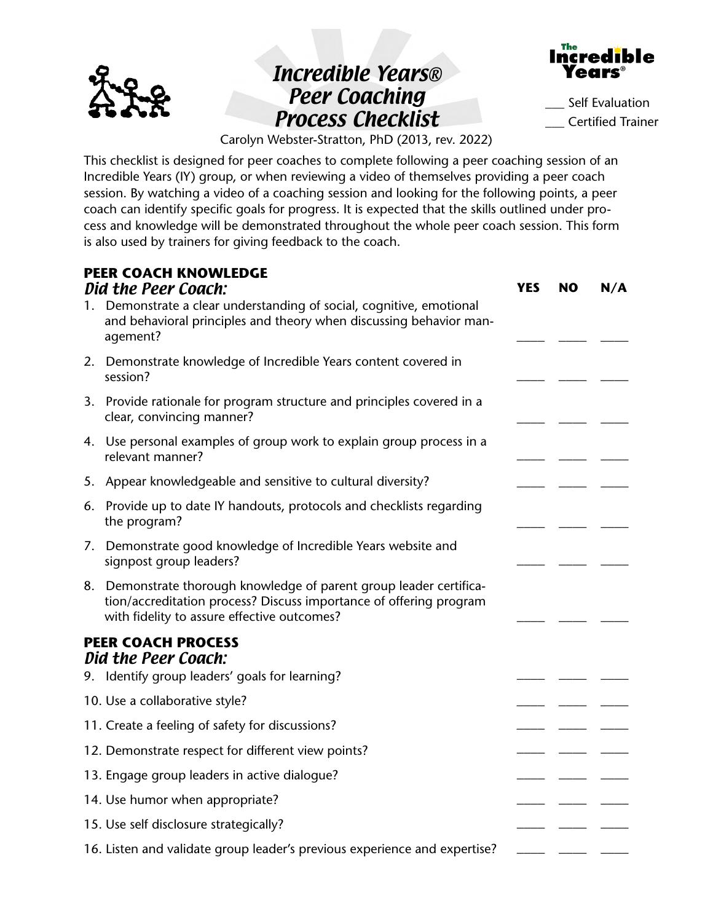# Incredible Years® Peer Coaching Process Checklist

___ Self Evaluation
___ Certified Trainer

Carolyn Webster-Stratton, PhD (2013, rev. 2022)

This checklist is designed for peer coaches to complete following a peer coaching session of an Incredible Years (IY) group, or when reviewing a video of themselves providing a peer coach session. By watching a video of a coaching session and looking for the following points, a peer coach can identify specific goals for progress. It is expected that the skills outlined under process and knowledge will be demonstrated throughout the whole peer coach session. This form is also used by trainers for giving feedback to the coach.

## PEER COACH KNOWLEDGE

| *Did the Peer Coach:* | YES | NO | N/A |
|---|---|---|---|
| 1. Demonstrate a clear understanding of social, cognitive, emotional and behavioral principles and theory when discussing behavior management? | ____ | ____ | ____ |
| 2. Demonstrate knowledge of Incredible Years content covered in session? | ____ | ____ | ____ |
| 3. Provide rationale for program structure and principles covered in a clear, convincing manner? | ____ | ____ | ____ |
| 4. Use personal examples of group work to explain group process in a relevant manner? | ____ | ____ | ____ |
| 5. Appear knowledgeable and sensitive to cultural diversity? | ____ | ____ | ____ |
| 6. Provide up to date IY handouts, protocols and checklists regarding the program? | ____ | ____ | ____ |
| 7. Demonstrate good knowledge of Incredible Years website and signpost group leaders? | ____ | ____ | ____ |
| 8. Demonstrate thorough knowledge of parent group leader certification/accreditation process? Discuss importance of offering program with fidelity to assure effective outcomes? | ____ | ____ | ____ |

## PEER COACH PROCESS

| *Did the Peer Coach:* | YES | NO | N/A |
|---|---|---|---|
| 9. Identify group leaders' goals for learning? | ____ | ____ | ____ |
| 10. Use a collaborative style? | ____ | ____ | ____ |
| 11. Create a feeling of safety for discussions? | ____ | ____ | ____ |
| 12. Demonstrate respect for different view points? | ____ | ____ | ____ |
| 13. Engage group leaders in active dialogue? | ____ | ____ | ____ |
| 14. Use humor when appropriate? | ____ | ____ | ____ |
| 15. Use self disclosure strategically? | ____ | ____ | ____ |
| 16. Listen and validate group leader's previous experience and expertise? | ____ | ____ | ____ |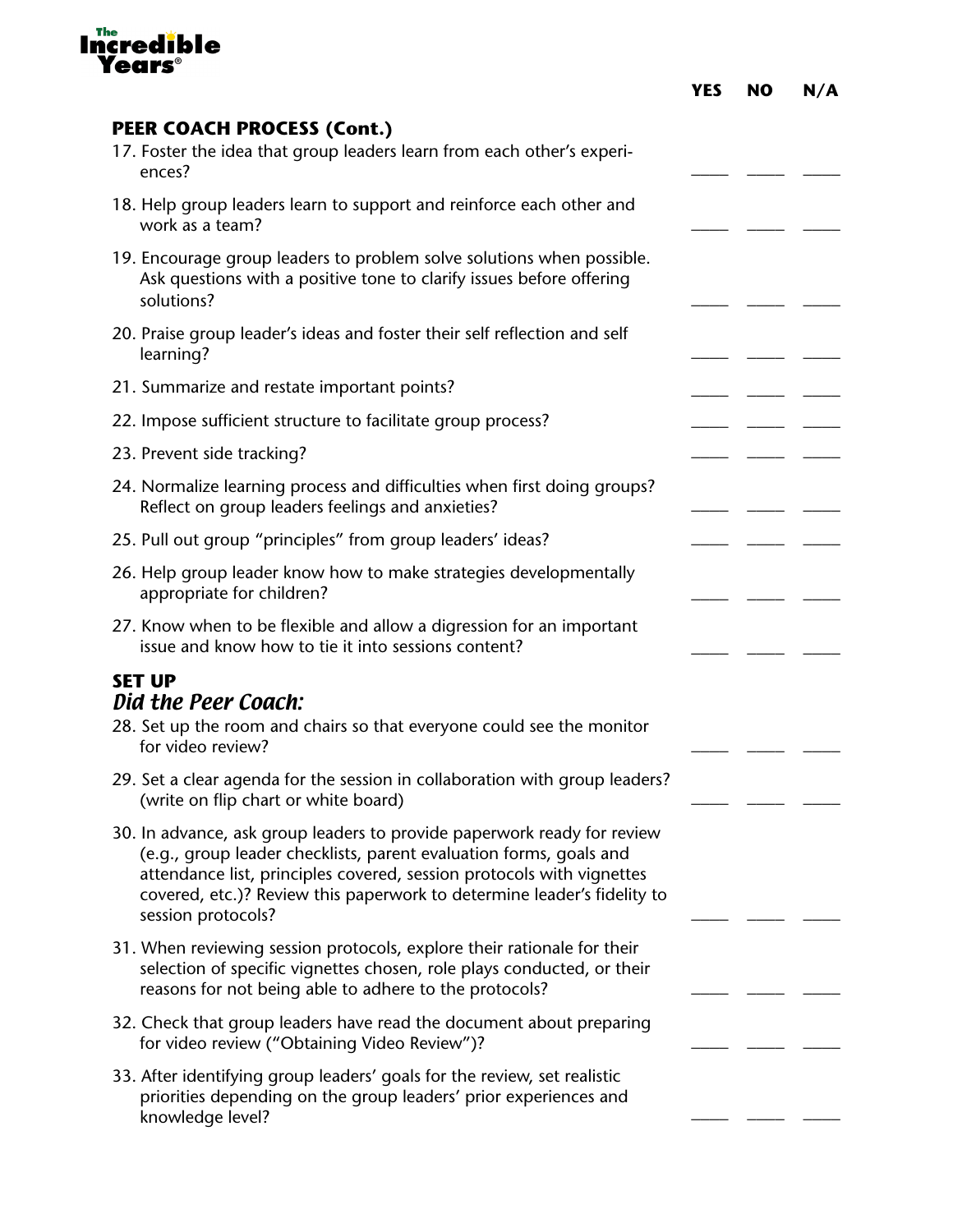| | YES | NO | N/A |
|---|---|---|---|
| **PEER COACH PROCESS (Cont.)** | | | |
| 17. Foster the idea that group leaders learn from each other's experiences? | ____ | ____ | ____ |
| 18. Help group leaders learn to support and reinforce each other and work as a team? | ____ | ____ | ____ |
| 19. Encourage group leaders to problem solve solutions when possible. Ask questions with a positive tone to clarify issues before offering solutions? | ____ | ____ | ____ |
| 20. Praise group leader's ideas and foster their self reflection and self learning? | ____ | ____ | ____ |
| 21. Summarize and restate important points? | ____ | ____ | ____ |
| 22. Impose sufficient structure to facilitate group process? | ____ | ____ | ____ |
| 23. Prevent side tracking? | ____ | ____ | ____ |
| 24. Normalize learning process and difficulties when first doing groups? Reflect on group leaders feelings and anxieties? | ____ | ____ | ____ |
| 25. Pull out group "principles" from group leaders' ideas? | ____ | ____ | ____ |
| 26. Help group leader know how to make strategies developmentally appropriate for children? | ____ | ____ | ____ |
| 27. Know when to be flexible and allow a digression for an important issue and know how to tie it into sessions content? | ____ | ____ | ____ |
| **SET UP** | | | |
| ***Did the Peer Coach:*** | | | |
| 28. Set up the room and chairs so that everyone could see the monitor for video review? | ____ | ____ | ____ |
| 29. Set a clear agenda for the session in collaboration with group leaders? (write on flip chart or white board) | ____ | ____ | ____ |
| 30. In advance, ask group leaders to provide paperwork ready for review (e.g., group leader checklists, parent evaluation forms, goals and attendance list, principles covered, session protocols with vignettes covered, etc.)? Review this paperwork to determine leader's fidelity to session protocols? | ____ | ____ | ____ |
| 31. When reviewing session protocols, explore their rationale for their selection of specific vignettes chosen, role plays conducted, or their reasons for not being able to adhere to the protocols? | ____ | ____ | ____ |
| 32. Check that group leaders have read the document about preparing for video review ("Obtaining Video Review")? | ____ | ____ | ____ |
| 33. After identifying group leaders' goals for the review, set realistic priorities depending on the group leaders' prior experiences and knowledge level? | ____ | ____ | ____ |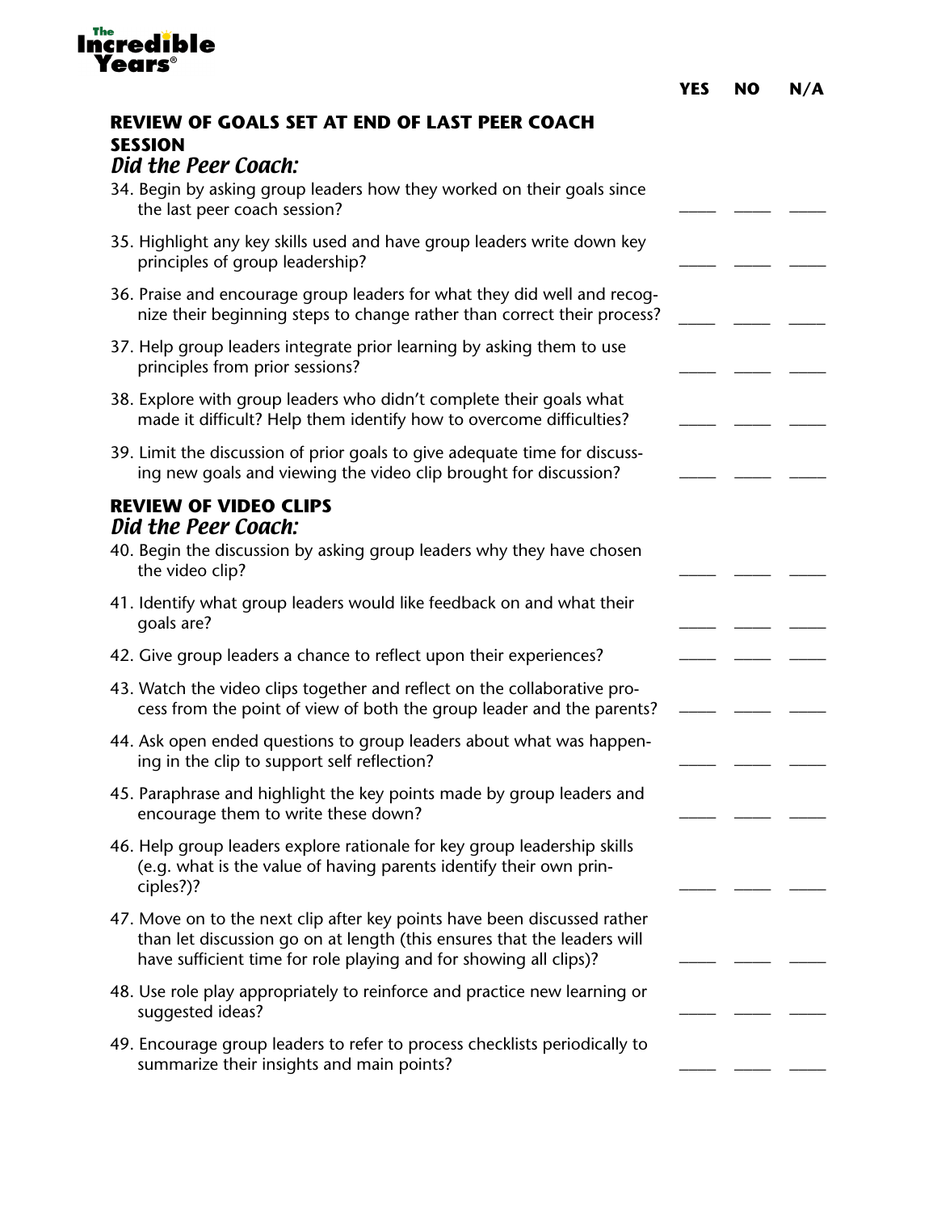| | YES | NO | N/A |
|---|---|---|---|
| **REVIEW OF GOALS SET AT END OF LAST PEER COACH SESSION** | | | |
| ***Did the Peer Coach:*** | | | |
| 34. Begin by asking group leaders how they worked on their goals since the last peer coach session? | ____ | ____ | ____ |
| 35. Highlight any key skills used and have group leaders write down key principles of group leadership? | ____ | ____ | ____ |
| 36. Praise and encourage group leaders for what they did well and recognize their beginning steps to change rather than correct their process? | ____ | ____ | ____ |
| 37. Help group leaders integrate prior learning by asking them to use principles from prior sessions? | ____ | ____ | ____ |
| 38. Explore with group leaders who didn't complete their goals what made it difficult? Help them identify how to overcome difficulties? | ____ | ____ | ____ |
| 39. Limit the discussion of prior goals to give adequate time for discussing new goals and viewing the video clip brought for discussion? | ____ | ____ | ____ |
| **REVIEW OF VIDEO CLIPS** | | | |
| ***Did the Peer Coach:*** | | | |
| 40. Begin the discussion by asking group leaders why they have chosen the video clip? | ____ | ____ | ____ |
| 41. Identify what group leaders would like feedback on and what their goals are? | ____ | ____ | ____ |
| 42. Give group leaders a chance to reflect upon their experiences? | ____ | ____ | ____ |
| 43. Watch the video clips together and reflect on the collaborative process from the point of view of both the group leader and the parents? | ____ | ____ | ____ |
| 44. Ask open ended questions to group leaders about what was happening in the clip to support self reflection? | ____ | ____ | ____ |
| 45. Paraphrase and highlight the key points made by group leaders and encourage them to write these down? | ____ | ____ | ____ |
| 46. Help group leaders explore rationale for key group leadership skills (e.g. what is the value of having parents identify their own principles?)? | ____ | ____ | ____ |
| 47. Move on to the next clip after key points have been discussed rather than let discussion go on at length (this ensures that the leaders will have sufficient time for role playing and for showing all clips)? | ____ | ____ | ____ |
| 48. Use role play appropriately to reinforce and practice new learning or suggested ideas? | ____ | ____ | ____ |
| 49. Encourage group leaders to refer to process checklists periodically to summarize their insights and main points? | ____ | ____ | ____ |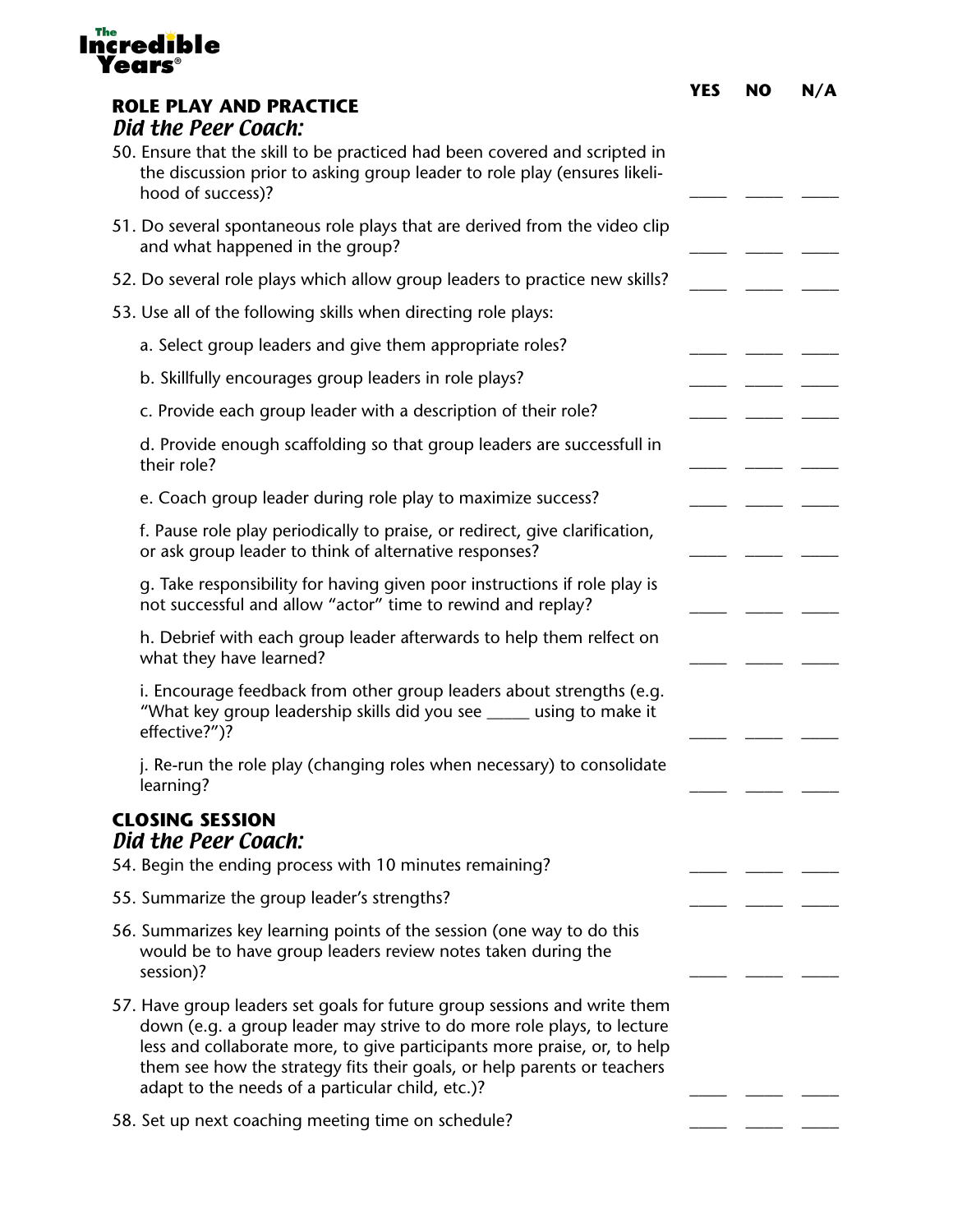| | YES | NO | N/A |
|---|---|---|---|
| **ROLE PLAY AND PRACTICE** | | | |
| ***Did the Peer Coach:*** | | | |
| 50. Ensure that the skill to be practiced had been covered and scripted in the discussion prior to asking group leader to role play (ensures likelihood of success)? | ____ | ____ | ____ |
| 51. Do several spontaneous role plays that are derived from the video clip and what happened in the group? | ____ | ____ | ____ |
| 52. Do several role plays which allow group leaders to practice new skills? | ____ | ____ | ____ |
| 53. Use all of the following skills when directing role plays: | | | |
| a. Select group leaders and give them appropriate roles? | ____ | ____ | ____ |
| b. Skillfully encourages group leaders in role plays? | ____ | ____ | ____ |
| c. Provide each group leader with a description of their role? | ____ | ____ | ____ |
| d. Provide enough scaffolding so that group leaders are successfull in their role? | ____ | ____ | ____ |
| e. Coach group leader during role play to maximize success? | ____ | ____ | ____ |
| f. Pause role play periodically to praise, or redirect, give clarification, or ask group leader to think of alternative responses? | ____ | ____ | ____ |
| g. Take responsibility for having given poor instructions if role play is not successful and allow "actor" time to rewind and replay? | ____ | ____ | ____ |
| h. Debrief with each group leader afterwards to help them relfect on what they have learned? | ____ | ____ | ____ |
| i. Encourage feedback from other group leaders about strengths (e.g. "What key group leadership skills did you see _____ using to make it effective?")? | ____ | ____ | ____ |
| j. Re-run the role play (changing roles when necessary) to consolidate learning? | ____ | ____ | ____ |
| **CLOSING SESSION** | | | |
| ***Did the Peer Coach:*** | | | |
| 54. Begin the ending process with 10 minutes remaining? | ____ | ____ | ____ |
| 55. Summarize the group leader's strengths? | ____ | ____ | ____ |
| 56. Summarizes key learning points of the session (one way to do this would be to have group leaders review notes taken during the session)? | ____ | ____ | ____ |
| 57. Have group leaders set goals for future group sessions and write them down (e.g. a group leader may strive to do more role plays, to lecture less and collaborate more, to give participants more praise, or, to help them see how the strategy fits their goals, or help parents or teachers adapt to the needs of a particular child, etc.)? | ____ | ____ | ____ |
| 58. Set up next coaching meeting time on schedule? | ____ | ____ | ____ |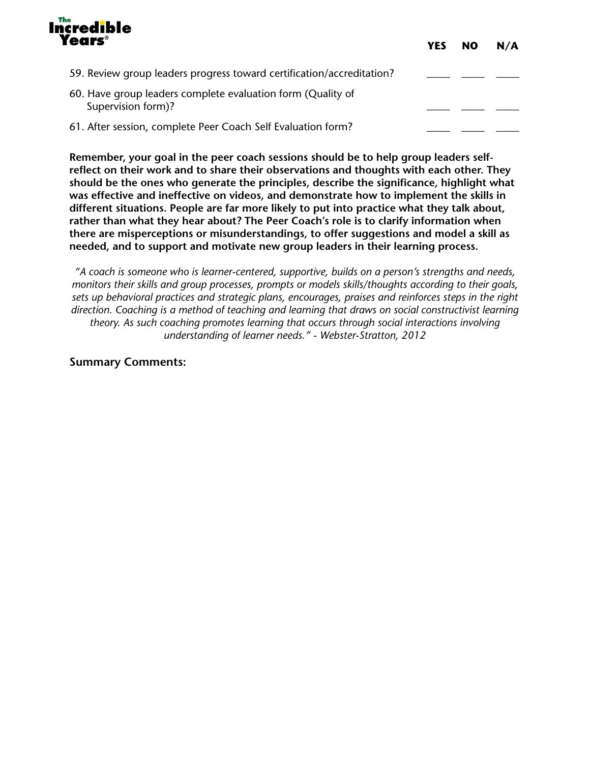| | YES | NO | N/A |
| --- | --- | --- | --- |
| 59. Review group leaders progress toward certification/accreditation? | _____ | _____ | _____ |
| 60. Have group leaders complete evaluation form (Quality of Supervision form)? | _____ | _____ | _____ |
| 61. After session, complete Peer Coach Self Evaluation form? | _____ | _____ | _____ |

**Remember, your goal in the peer coach sessions should be to help group leaders self-reflect on their work and to share their observations and thoughts with each other. They should be the ones who generate the principles, describe the significance, highlight what was effective and ineffective on videos, and demonstrate how to implement the skills in different situations. People are far more likely to put into practice what they talk about, rather than what they hear about? The Peer Coach's role is to clarify information when there are misperceptions or misunderstandings, to offer suggestions and model a skill as needed, and to support and motivate new group leaders in their learning process.**

*"A coach is someone who is learner-centered, supportive, builds on a person's strengths and needs, monitors their skills and group processes, prompts or models skills/thoughts according to their goals, sets up behavioral practices and strategic plans, encourages, praises and reinforces steps in the right direction. Coaching is a method of teaching and learning that draws on social constructivist learning theory. As such coaching promotes learning that occurs through social interactions involving understanding of learner needs." - Webster-Stratton, 2012*

**Summary Comments:**